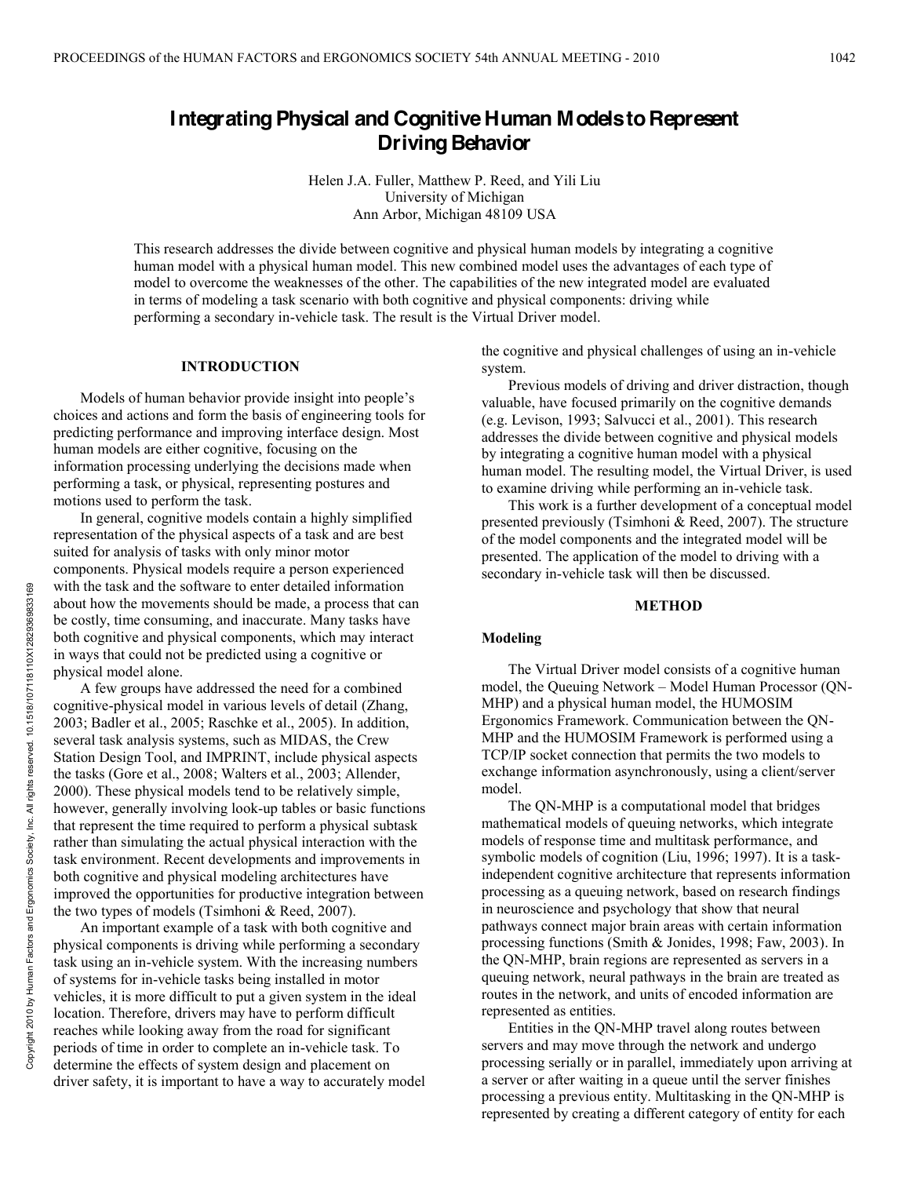# Integrating Physical and Cognitive Human Models to Represent Driving Behavior

Helen J.A. Fuller, Matthew P. Reed, and Yili Liu
University of Michigan
Ann Arbor, Michigan 48109 USA

This research addresses the divide between cognitive and physical human models by integrating a cognitive human model with a physical human model. This new combined model uses the advantages of each type of model to overcome the weaknesses of the other. The capabilities of the new integrated model are evaluated in terms of modeling a task scenario with both cognitive and physical components: driving while performing a secondary in-vehicle task. The result is the Virtual Driver model.

## INTRODUCTION

Models of human behavior provide insight into people's choices and actions and form the basis of engineering tools for predicting performance and improving interface design. Most human models are either cognitive, focusing on the information processing underlying the decisions made when performing a task, or physical, representing postures and motions used to perform the task.

In general, cognitive models contain a highly simplified representation of the physical aspects of a task and are best suited for analysis of tasks with only minor motor components. Physical models require a person experienced with the task and the software to enter detailed information about how the movements should be made, a process that can be costly, time consuming, and inaccurate. Many tasks have both cognitive and physical components, which may interact in ways that could not be predicted using a cognitive or physical model alone.

A few groups have addressed the need for a combined cognitive-physical model in various levels of detail (Zhang, 2003; Badler et al., 2005; Raschke et al., 2005). In addition, several task analysis systems, such as MIDAS, the Crew Station Design Tool, and IMPRINT, include physical aspects the tasks (Gore et al., 2008; Walters et al., 2003; Allender, 2000). These physical models tend to be relatively simple, however, generally involving look-up tables or basic functions that represent the time required to perform a physical subtask rather than simulating the actual physical interaction with the task environment. Recent developments and improvements in both cognitive and physical modeling architectures have improved the opportunities for productive integration between the two types of models (Tsimhoni & Reed, 2007).

An important example of a task with both cognitive and physical components is driving while performing a secondary task using an in-vehicle system. With the increasing numbers of systems for in-vehicle tasks being installed in motor vehicles, it is more difficult to put a given system in the ideal location. Therefore, drivers may have to perform difficult reaches while looking away from the road for significant periods of time in order to complete an in-vehicle task. To determine the effects of system design and placement on driver safety, it is important to have a way to accurately model the cognitive and physical challenges of using an in-vehicle system.

Previous models of driving and driver distraction, though valuable, have focused primarily on the cognitive demands (e.g. Levison, 1993; Salvucci et al., 2001). This research addresses the divide between cognitive and physical models by integrating a cognitive human model with a physical human model. The resulting model, the Virtual Driver, is used to examine driving while performing an in-vehicle task.

This work is a further development of a conceptual model presented previously (Tsimhoni & Reed, 2007). The structure of the model components and the integrated model will be presented. The application of the model to driving with a secondary in-vehicle task will then be discussed.

## METHOD

### Modeling

The Virtual Driver model consists of a cognitive human model, the Queuing Network – Model Human Processor (QN-MHP) and a physical human model, the HUMOSIM Ergonomics Framework. Communication between the QN-MHP and the HUMOSIM Framework is performed using a TCP/IP socket connection that permits the two models to exchange information asynchronously, using a client/server model.

The QN-MHP is a computational model that bridges mathematical models of queuing networks, which integrate models of response time and multitask performance, and symbolic models of cognition (Liu, 1996; 1997). It is a task-independent cognitive architecture that represents information processing as a queuing network, based on research findings in neuroscience and psychology that show that neural pathways connect major brain areas with certain information processing functions (Smith & Jonides, 1998; Faw, 2003). In the QN-MHP, brain regions are represented as servers in a queuing network, neural pathways in the brain are treated as routes in the network, and units of encoded information are represented as entities.

Entities in the QN-MHP travel along routes between servers and may move through the network and undergo processing serially or in parallel, immediately upon arriving at a server or after waiting in a queue until the server finishes processing a previous entity. Multitasking in the QN-MHP is represented by creating a different category of entity for each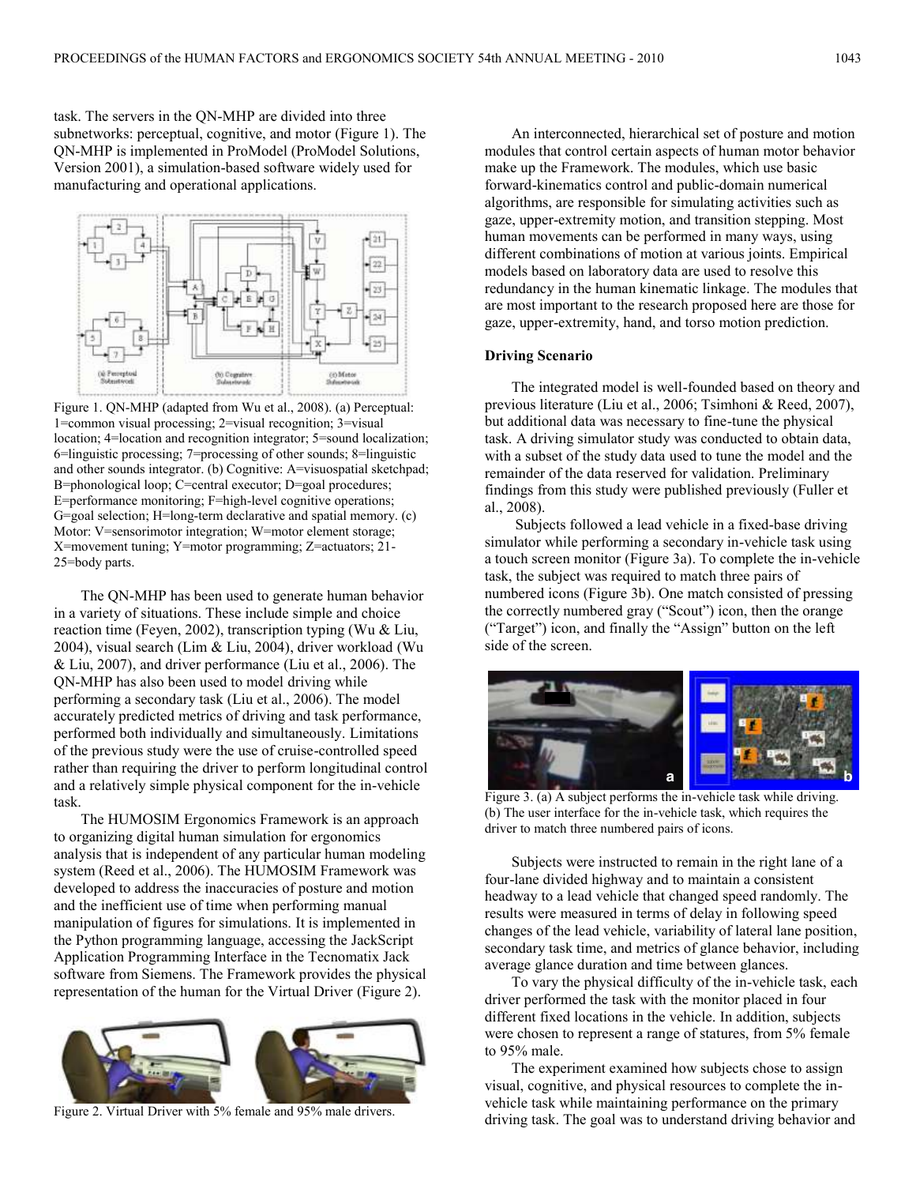task. The servers in the QN-MHP are divided into three subnetworks: perceptual, cognitive, and motor (Figure 1). The QN-MHP is implemented in ProModel (ProModel Solutions, Version 2001), a simulation-based software widely used for manufacturing and operational applications.

Figure 1. QN-MHP (adapted from Wu et al., 2008). (a) Perceptual: 1=common visual processing; 2=visual recognition; 3=visual location; 4=location and recognition integrator; 5=sound localization; 6=linguistic processing; 7=processing of other sounds; 8=linguistic and other sounds integrator. (b) Cognitive: A=visuospatial sketchpad; B=phonological loop; C=central executor; D=goal procedures; E=performance monitoring; F=high-level cognitive operations; G=goal selection; H=long-term declarative and spatial memory. (c) Motor: V=sensorimotor integration; W=motor element storage; X=movement tuning; Y=motor programming; Z=actuators; 21-25=body parts.

The QN-MHP has been used to generate human behavior in a variety of situations. These include simple and choice reaction time (Feyen, 2002), transcription typing (Wu & Liu, 2004), visual search (Lim & Liu, 2004), driver workload (Wu & Liu, 2007), and driver performance (Liu et al., 2006). The QN-MHP has also been used to model driving while performing a secondary task (Liu et al., 2006). The model accurately predicted metrics of driving and task performance, performed both individually and simultaneously. Limitations of the previous study were the use of cruise-controlled speed rather than requiring the driver to perform longitudinal control and a relatively simple physical component for the in-vehicle task.

The HUMOSIM Ergonomics Framework is an approach to organizing digital human simulation for ergonomics analysis that is independent of any particular human modeling system (Reed et al., 2006). The HUMOSIM Framework was developed to address the inaccuracies of posture and motion and the inefficient use of time when performing manual manipulation of figures for simulations. It is implemented in the Python programming language, accessing the JackScript Application Programming Interface in the Tecnomatix Jack software from Siemens. The Framework provides the physical representation of the human for the Virtual Driver (Figure 2).

Figure 2. Virtual Driver with 5% female and 95% male drivers.

An interconnected, hierarchical set of posture and motion modules that control certain aspects of human motor behavior make up the Framework. The modules, which use basic forward-kinematics control and public-domain numerical algorithms, are responsible for simulating activities such as gaze, upper-extremity motion, and transition stepping. Most human movements can be performed in many ways, using different combinations of motion at various joints. Empirical models based on laboratory data are used to resolve this redundancy in the human kinematic linkage. The modules that are most important to the research proposed here are those for gaze, upper-extremity, hand, and torso motion prediction.

**Driving Scenario**

The integrated model is well-founded based on theory and previous literature (Liu et al., 2006; Tsimhoni & Reed, 2007), but additional data was necessary to fine-tune the physical task. A driving simulator study was conducted to obtain data, with a subset of the study data used to tune the model and the remainder of the data reserved for validation. Preliminary findings from this study were published previously (Fuller et al., 2008).

Subjects followed a lead vehicle in a fixed-base driving simulator while performing a secondary in-vehicle task using a touch screen monitor (Figure 3a). To complete the in-vehicle task, the subject was required to match three pairs of numbered icons (Figure 3b). One match consisted of pressing the correctly numbered gray ("Scout") icon, then the orange ("Target") icon, and finally the "Assign" button on the left side of the screen.

Figure 3. (a) A subject performs the in-vehicle task while driving. (b) The user interface for the in-vehicle task, which requires the driver to match three numbered pairs of icons.

Subjects were instructed to remain in the right lane of a four-lane divided highway and to maintain a consistent headway to a lead vehicle that changed speed randomly. The results were measured in terms of delay in following speed changes of the lead vehicle, variability of lateral lane position, secondary task time, and metrics of glance behavior, including average glance duration and time between glances.

To vary the physical difficulty of the in-vehicle task, each driver performed the task with the monitor placed in four different fixed locations in the vehicle. In addition, subjects were chosen to represent a range of statures, from 5% female to 95% male.

The experiment examined how subjects chose to assign visual, cognitive, and physical resources to complete the in-vehicle task while maintaining performance on the primary driving task. The goal was to understand driving behavior and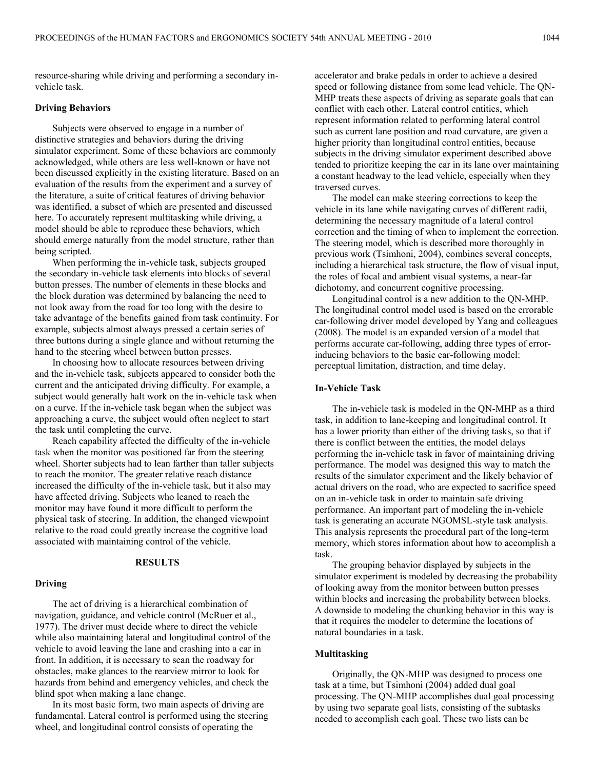resource-sharing while driving and performing a secondary in-vehicle task.

### Driving Behaviors

Subjects were observed to engage in a number of distinctive strategies and behaviors during the driving simulator experiment. Some of these behaviors are commonly acknowledged, while others are less well-known or have not been discussed explicitly in the existing literature. Based on an evaluation of the results from the experiment and a survey of the literature, a suite of critical features of driving behavior was identified, a subset of which are presented and discussed here. To accurately represent multitasking while driving, a model should be able to reproduce these behaviors, which should emerge naturally from the model structure, rather than being scripted.

When performing the in-vehicle task, subjects grouped the secondary in-vehicle task elements into blocks of several button presses. The number of elements in these blocks and the block duration was determined by balancing the need to not look away from the road for too long with the desire to take advantage of the benefits gained from task continuity. For example, subjects almost always pressed a certain series of three buttons during a single glance and without returning the hand to the steering wheel between button presses.

In choosing how to allocate resources between driving and the in-vehicle task, subjects appeared to consider both the current and the anticipated driving difficulty. For example, a subject would generally halt work on the in-vehicle task when on a curve. If the in-vehicle task began when the subject was approaching a curve, the subject would often neglect to start the task until completing the curve.

Reach capability affected the difficulty of the in-vehicle task when the monitor was positioned far from the steering wheel. Shorter subjects had to lean farther than taller subjects to reach the monitor. The greater relative reach distance increased the difficulty of the in-vehicle task, but it also may have affected driving. Subjects who leaned to reach the monitor may have found it more difficult to perform the physical task of steering. In addition, the changed viewpoint relative to the road could greatly increase the cognitive load associated with maintaining control of the vehicle.

## RESULTS

### Driving

The act of driving is a hierarchical combination of navigation, guidance, and vehicle control (McRuer et al., 1977). The driver must decide where to direct the vehicle while also maintaining lateral and longitudinal control of the vehicle to avoid leaving the lane and crashing into a car in front. In addition, it is necessary to scan the roadway for obstacles, make glances to the rearview mirror to look for hazards from behind and emergency vehicles, and check the blind spot when making a lane change.

In its most basic form, two main aspects of driving are fundamental. Lateral control is performed using the steering wheel, and longitudinal control consists of operating the accelerator and brake pedals in order to achieve a desired speed or following distance from some lead vehicle. The QN-MHP treats these aspects of driving as separate goals that can conflict with each other. Lateral control entities, which represent information related to performing lateral control such as current lane position and road curvature, are given a higher priority than longitudinal control entities, because subjects in the driving simulator experiment described above tended to prioritize keeping the car in its lane over maintaining a constant headway to the lead vehicle, especially when they traversed curves.

The model can make steering corrections to keep the vehicle in its lane while navigating curves of different radii, determining the necessary magnitude of a lateral control correction and the timing of when to implement the correction. The steering model, which is described more thoroughly in previous work (Tsimhoni, 2004), combines several concepts, including a hierarchical task structure, the flow of visual input, the roles of focal and ambient visual systems, a near-far dichotomy, and concurrent cognitive processing.

Longitudinal control is a new addition to the QN-MHP. The longitudinal control model used is based on the errorable car-following driver model developed by Yang and colleagues (2008). The model is an expanded version of a model that performs accurate car-following, adding three types of error-inducing behaviors to the basic car-following model: perceptual limitation, distraction, and time delay.

### In-Vehicle Task

The in-vehicle task is modeled in the QN-MHP as a third task, in addition to lane-keeping and longitudinal control. It has a lower priority than either of the driving tasks, so that if there is conflict between the entities, the model delays performing the in-vehicle task in favor of maintaining driving performance. The model was designed this way to match the results of the simulator experiment and the likely behavior of actual drivers on the road, who are expected to sacrifice speed on an in-vehicle task in order to maintain safe driving performance. An important part of modeling the in-vehicle task is generating an accurate NGOMSL-style task analysis. This analysis represents the procedural part of the long-term memory, which stores information about how to accomplish a task.

The grouping behavior displayed by subjects in the simulator experiment is modeled by decreasing the probability of looking away from the monitor between button presses within blocks and increasing the probability between blocks. A downside to modeling the chunking behavior in this way is that it requires the modeler to determine the locations of natural boundaries in a task.

### Multitasking

Originally, the QN-MHP was designed to process one task at a time, but Tsimhoni (2004) added dual goal processing. The QN-MHP accomplishes dual goal processing by using two separate goal lists, consisting of the subtasks needed to accomplish each goal. These two lists can be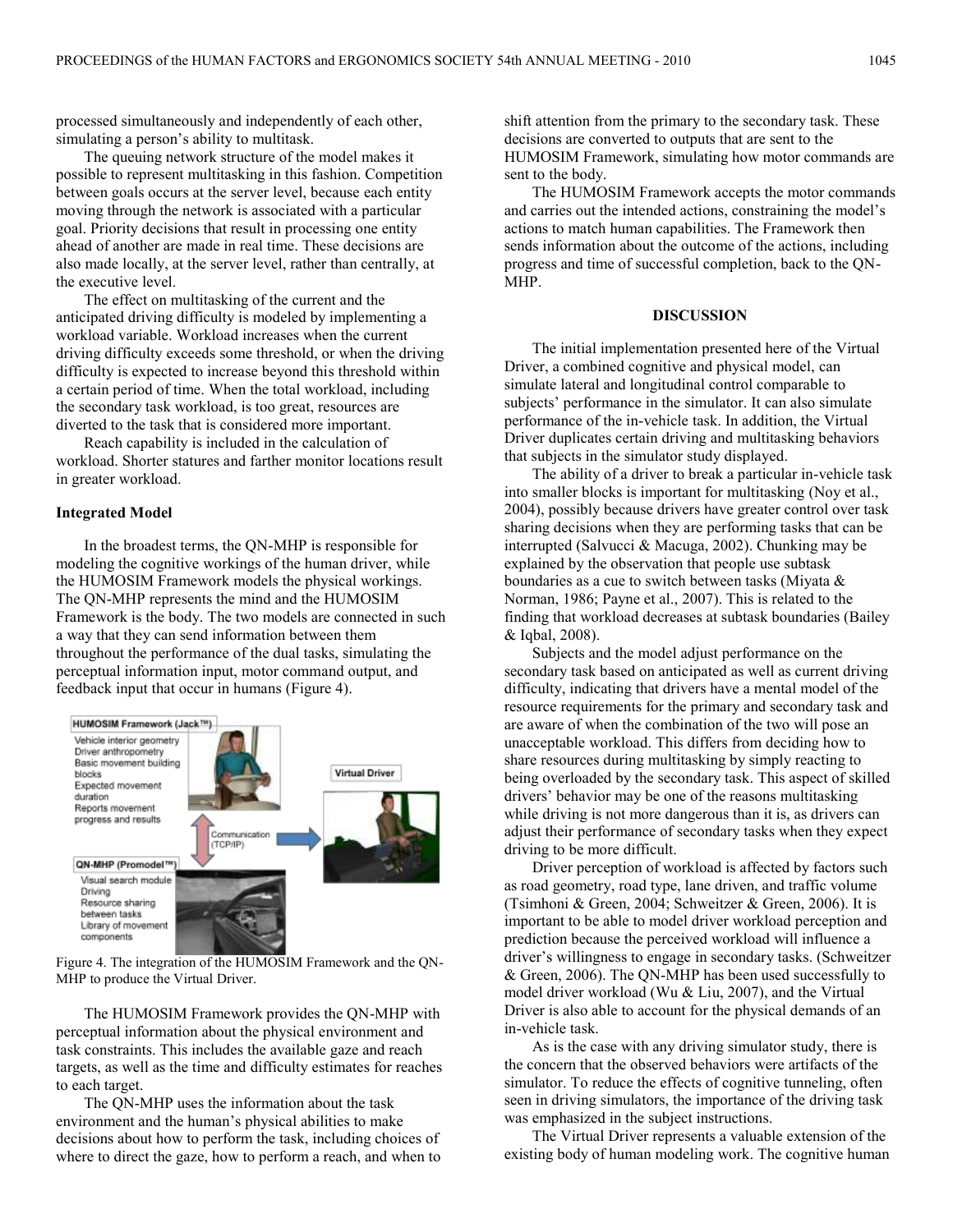processed simultaneously and independently of each other, simulating a person's ability to multitask.

The queuing network structure of the model makes it possible to represent multitasking in this fashion. Competition between goals occurs at the server level, because each entity moving through the network is associated with a particular goal. Priority decisions that result in processing one entity ahead of another are made in real time. These decisions are also made locally, at the server level, rather than centrally, at the executive level.

The effect on multitasking of the current and the anticipated driving difficulty is modeled by implementing a workload variable. Workload increases when the current driving difficulty exceeds some threshold, or when the driving difficulty is expected to increase beyond this threshold within a certain period of time. When the total workload, including the secondary task workload, is too great, resources are diverted to the task that is considered more important.

Reach capability is included in the calculation of workload. Shorter statures and farther monitor locations result in greater workload.

### Integrated Model

In the broadest terms, the QN-MHP is responsible for modeling the cognitive workings of the human driver, while the HUMOSIM Framework models the physical workings. The QN-MHP represents the mind and the HUMOSIM Framework is the body. The two models are connected in such a way that they can send information between them throughout the performance of the dual tasks, simulating the perceptual information input, motor command output, and feedback input that occur in humans (Figure 4).

HUMOSIM Framework (Jack™)
Vehicle interior geometry
Driver anthropometry
Basic movement building blocks
Expected movement duration
Reports movement progress and results

Communication (TCP/IP)

Virtual Driver

QN-MHP (Promodel™)
Visual search module
Driving
Resource sharing between tasks
Library of movement components

Figure 4. The integration of the HUMOSIM Framework and the QN-MHP to produce the Virtual Driver.

The HUMOSIM Framework provides the QN-MHP with perceptual information about the physical environment and task constraints. This includes the available gaze and reach targets, as well as the time and difficulty estimates for reaches to each target.

The QN-MHP uses the information about the task environment and the human's physical abilities to make decisions about how to perform the task, including choices of where to direct the gaze, how to perform a reach, and when to shift attention from the primary to the secondary task. These decisions are converted to outputs that are sent to the HUMOSIM Framework, simulating how motor commands are sent to the body.

The HUMOSIM Framework accepts the motor commands and carries out the intended actions, constraining the model's actions to match human capabilities. The Framework then sends information about the outcome of the actions, including progress and time of successful completion, back to the QN-MHP.

## DISCUSSION

The initial implementation presented here of the Virtual Driver, a combined cognitive and physical model, can simulate lateral and longitudinal control comparable to subjects' performance in the simulator. It can also simulate performance of the in-vehicle task. In addition, the Virtual Driver duplicates certain driving and multitasking behaviors that subjects in the simulator study displayed.

The ability of a driver to break a particular in-vehicle task into smaller blocks is important for multitasking (Noy et al., 2004), possibly because drivers have greater control over task sharing decisions when they are performing tasks that can be interrupted (Salvucci & Macuga, 2002). Chunking may be explained by the observation that people use subtask boundaries as a cue to switch between tasks (Miyata & Norman, 1986; Payne et al., 2007). This is related to the finding that workload decreases at subtask boundaries (Bailey & Iqbal, 2008).

Subjects and the model adjust performance on the secondary task based on anticipated as well as current driving difficulty, indicating that drivers have a mental model of the resource requirements for the primary and secondary task and are aware of when the combination of the two will pose an unacceptable workload. This differs from deciding how to share resources during multitasking by simply reacting to being overloaded by the secondary task. This aspect of skilled drivers' behavior may be one of the reasons multitasking while driving is not more dangerous than it is, as drivers can adjust their performance of secondary tasks when they expect driving to be more difficult.

Driver perception of workload is affected by factors such as road geometry, road type, lane driven, and traffic volume (Tsimhoni & Green, 2004; Schweitzer & Green, 2006). It is important to be able to model driver workload perception and prediction because the perceived workload will influence a driver's willingness to engage in secondary tasks. (Schweitzer & Green, 2006). The QN-MHP has been used successfully to model driver workload (Wu & Liu, 2007), and the Virtual Driver is also able to account for the physical demands of an in-vehicle task.

As is the case with any driving simulator study, there is the concern that the observed behaviors were artifacts of the simulator. To reduce the effects of cognitive tunneling, often seen in driving simulators, the importance of the driving task was emphasized in the subject instructions.

The Virtual Driver represents a valuable extension of the existing body of human modeling work. The cognitive human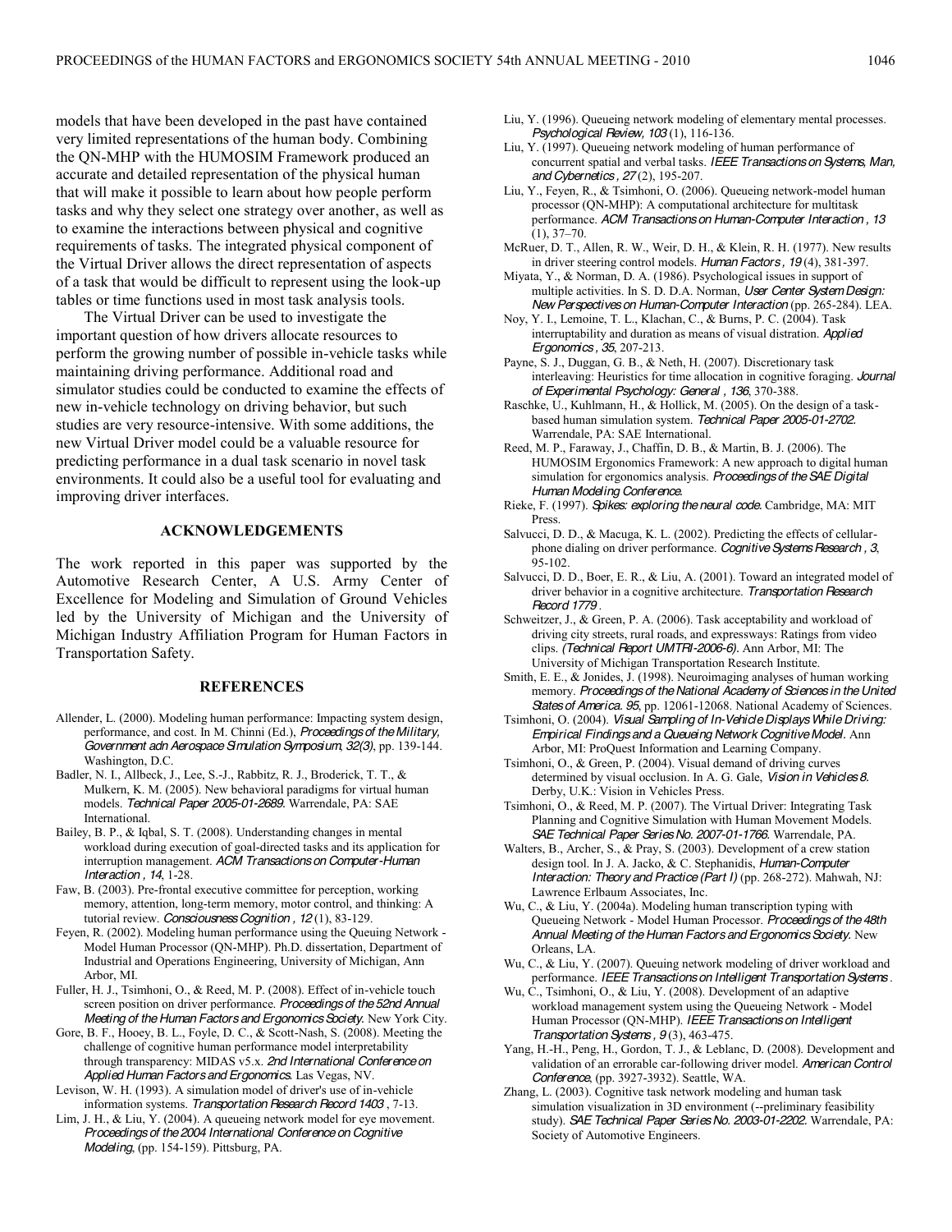models that have been developed in the past have contained very limited representations of the human body. Combining the QN-MHP with the HUMOSIM Framework produced an accurate and detailed representation of the physical human that will make it possible to learn about how people perform tasks and why they select one strategy over another, as well as to examine the interactions between physical and cognitive requirements of tasks. The integrated physical component of the Virtual Driver allows the direct representation of aspects of a task that would be difficult to represent using the look-up tables or time functions used in most task analysis tools.

The Virtual Driver can be used to investigate the important question of how drivers allocate resources to perform the growing number of possible in-vehicle tasks while maintaining driving performance. Additional road and simulator studies could be conducted to examine the effects of new in-vehicle technology on driving behavior, but such studies are very resource-intensive. With some additions, the new Virtual Driver model could be a valuable resource for predicting performance in a dual task scenario in novel task environments. It could also be a useful tool for evaluating and improving driver interfaces.

## ACKNOWLEDGEMENTS

The work reported in this paper was supported by the Automotive Research Center, A U.S. Army Center of Excellence for Modeling and Simulation of Ground Vehicles led by the University of Michigan and the University of Michigan Industry Affiliation Program for Human Factors in Transportation Safety.

## REFERENCES

Allender, L. (2000). Modeling human performance: Impacting system design, performance, and cost. In M. Chinni (Ed.), *Proceedings of the Military, Government adn Aerospace Simulation Symposium, 32(3)*, pp. 139-144. Washington, D.C.

Badler, N. I., Allbeck, J., Lee, S.-J., Rabbitz, R. J., Broderick, T. T., & Mulkern, K. M. (2005). New behavioral paradigms for virtual human models. *Technical Paper 2005-01-2689.* Warrendale, PA: SAE International.

Bailey, B. P., & Iqbal, S. T. (2008). Understanding changes in mental workload during execution of goal-directed tasks and its application for interruption management. *ACM Transactions on Computer-Human Interaction , 14*, 1-28.

Faw, B. (2003). Pre-frontal executive committee for perception, working memory, attention, long-term memory, motor control, and thinking: A tutorial review. *Consciousness Cognition , 12* (1), 83-129.

Feyen, R. (2002). Modeling human performance using the Queuing Network - Model Human Processor (QN-MHP). Ph.D. dissertation, Department of Industrial and Operations Engineering, University of Michigan, Ann Arbor, MI.

Fuller, H. J., Tsimhoni, O., & Reed, M. P. (2008). Effect of in-vehicle touch screen position on driver performance. *Proceedings of the 52nd Annual Meeting of the Human Factors and Ergonomics Society.* New York City.

Gore, B. F., Hooey, B. L., Foyle, D. C., & Scott-Nash, S. (2008). Meeting the challenge of cognitive human performance model interpretability through transparency: MIDAS v5.x. *2nd International Conference on Applied Human Factors and Ergonomics.* Las Vegas, NV.

Levison, W. H. (1993). A simulation model of driver's use of in-vehicle information systems. *Transportation Research Record 1403* , 7-13.

Lim, J. H., & Liu, Y. (2004). A queueing network model for eye movement. *Proceedings of the 2004 International Conference on Cognitive Modeling*, (pp. 154-159). Pittsburg, PA.

Liu, Y. (1996). Queueing network modeling of elementary mental processes. *Psychological Review, 103* (1), 116-136.

Liu, Y. (1997). Queueing network modeling of human performance of concurrent spatial and verbal tasks. *IEEE Transactions on Systems, Man, and Cybernetics , 27* (2), 195-207.

Liu, Y., Feyen, R., & Tsimhoni, O. (2006). Queueing network-model human processor (QN-MHP): A computational architecture for multitask performance. *ACM Transactions on Human-Computer Interaction , 13* (1), 37–70.

McRuer, D. T., Allen, R. W., Weir, D. H., & Klein, R. H. (1977). New results in driver steering control models. *Human Factors , 19* (4), 381-397.

Miyata, Y., & Norman, D. A. (1986). Psychological issues in support of multiple activities. In S. D. D.A. Norman, *User Center System Design: New Perspectives on Human-Computer Interaction* (pp. 265-284). LEA.

Noy, Y. I., Lemoine, T. L., Klachan, C., & Burns, P. C. (2004). Task interruptability and duration as means of visual distration. *Applied Ergonomics , 35*, 207-213.

Payne, S. J., Duggan, G. B., & Neth, H. (2007). Discretionary task interleaving: Heuristics for time allocation in cognitive foraging. *Journal of Experimental Psychology: General , 136*, 370-388.

Raschke, U., Kuhlmann, H., & Hollick, M. (2005). On the design of a task-based human simulation system. *Technical Paper 2005-01-2702.* Warrendale, PA: SAE International.

Reed, M. P., Faraway, J., Chaffin, D. B., & Martin, B. J. (2006). The HUMOSIM Ergonomics Framework: A new approach to digital human simulation for ergonomics analysis. *Proceedings of the SAE Digital Human Modeling Conference.*

Rieke, F. (1997). *Spikes: exploring the neural code.* Cambridge, MA: MIT Press.

Salvucci, D. D., & Macuga, K. L. (2002). Predicting the effects of cellular-phone dialing on driver performance. *Cognitive Systems Research , 3*, 95-102.

Salvucci, D. D., Boer, E. R., & Liu, A. (2001). Toward an integrated model of driver behavior in a cognitive architecture. *Transportation Research Record 1779* .

Schweitzer, J., & Green, P. A. (2006). Task acceptability and workload of driving city streets, rural roads, and expressways: Ratings from video clips. *(Technical Report UMTRI-2006-6).* Ann Arbor, MI: The University of Michigan Transportation Research Institute.

Smith, E. E., & Jonides, J. (1998). Neuroimaging analyses of human working memory. *Proceedings of the National Academy of Sciences in the United States of America. 95*, pp. 12061-12068. National Academy of Sciences.

Tsimhoni, O. (2004). *Visual Sampling of In-Vehicle Displays While Driving: Empirical Findings and a Queueing Network Cognitive Model.* Ann Arbor, MI: ProQuest Information and Learning Company.

Tsimhoni, O., & Green, P. (2004). Visual demand of driving curves determined by visual occlusion. In A. G. Gale, *Vision in Vehicles 8.* Derby, U.K.: Vision in Vehicles Press.

Tsimhoni, O., & Reed, M. P. (2007). The Virtual Driver: Integrating Task Planning and Cognitive Simulation with Human Movement Models. *SAE Technical Paper Series No. 2007-01-1766.* Warrendale, PA.

Walters, B., Archer, S., & Pray, S. (2003). Development of a crew station design tool. In J. A. Jacko, & C. Stephanidis, *Human-Computer Interaction: Theory and Practice (Part I)* (pp. 268-272). Mahwah, NJ: Lawrence Erlbaum Associates, Inc.

Wu, C., & Liu, Y. (2004a). Modeling human transcription typing with Queueing Network - Model Human Processor. *Proceedings of the 48th Annual Meeting of the Human Factors and Ergonomics Society.* New Orleans, LA.

Wu, C., & Liu, Y. (2007). Queuing network modeling of driver workload and performance. *IEEE Transactions on Intelligent Transportation Systems* .

Wu, C., Tsimhoni, O., & Liu, Y. (2008). Development of an adaptive workload management system using the Queueing Network - Model Human Processor (QN-MHP). *IEEE Transactions on Intelligent Transportation Systems , 9* (3), 463-475.

Yang, H.-H., Peng, H., Gordon, T. J., & Leblanc, D. (2008). Development and validation of an errorable car-following driver model. *American Control Conference*, (pp. 3927-3932). Seattle, WA.

Zhang, L. (2003). Cognitive task network modeling and human task simulation visualization in 3D environment (--preliminary feasibility study). *SAE Technical Paper Series No. 2003-01-2202.* Warrendale, PA: Society of Automotive Engineers.